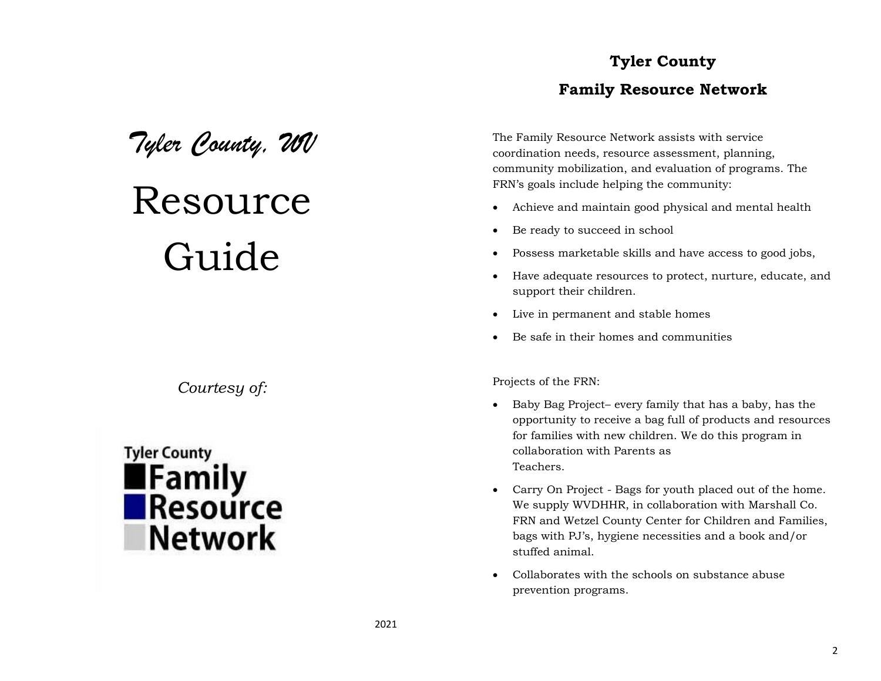*Tyler County, WV*

# Resource Guide

*Courtesy of:*

Tyler County Family Resource Network

2021

## Tyler County
## Family Resource Network

The Family Resource Network assists with service coordination needs, resource assessment, planning, community mobilization, and evaluation of programs. The FRN's goals include helping the community:

- Achieve and maintain good physical and mental health
- Be ready to succeed in school
- Possess marketable skills and have access to good jobs,
- Have adequate resources to protect, nurture, educate, and support their children.
- Live in permanent and stable homes
- Be safe in their homes and communities

Projects of the FRN:

- Baby Bag Project– every family that has a baby, has the opportunity to receive a bag full of products and resources for families with new children. We do this program in collaboration with Parents as Teachers.
- Carry On Project - Bags for youth placed out of the home. We supply WVDHHR, in collaboration with Marshall Co. FRN and Wetzel County Center for Children and Families, bags with PJ's, hygiene necessities and a book and/or stuffed animal.
- Collaborates with the schools on substance abuse prevention programs.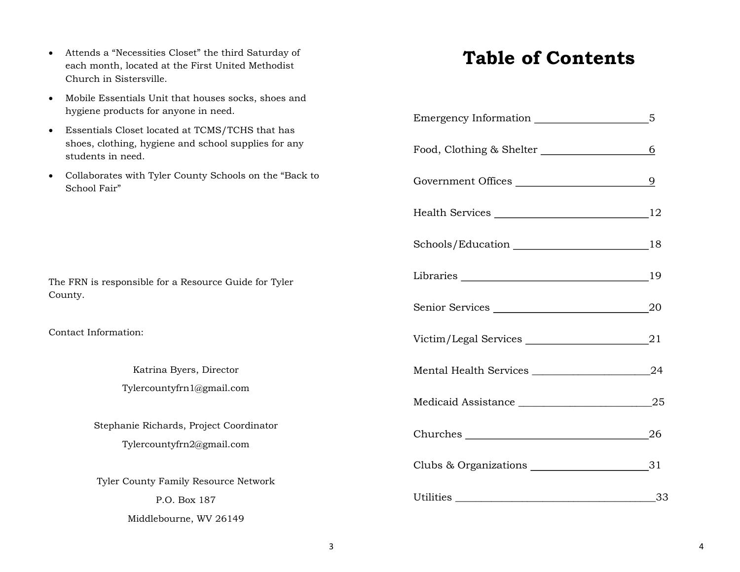- Attends a "Necessities Closet" the third Saturday of each month, located at the First United Methodist Church in Sistersville.
- Mobile Essentials Unit that houses socks, shoes and hygiene products for anyone in need.
- Essentials Closet located at TCMS/TCHS that has shoes, clothing, hygiene and school supplies for any students in need.
- Collaborates with Tyler County Schools on the "Back to School Fair"

The FRN is responsible for a Resource Guide for Tyler County.

Contact Information:

Katrina Byers, Director

Tylercountyfrn1@gmail.com

Stephanie Richards, Project Coordinator

Tylercountyfrn2@gmail.com

Tyler County Family Resource Network

P.O. Box 187

Middlebourne, WV 26149

# Table of Contents

Emergency Information ____________________ 5

Food, Clothing & Shelter ____________________ 6

Government Offices ____________________ 9

Health Services ____________________ 12

Schools/Education ____________________ 18

Libraries ____________________ 19

Senior Services ____________________ 20

Victim/Legal Services ____________________ 21

Mental Health Services ____________________ 24

Medicaid Assistance ____________________ 25

Churches ____________________ 26

Clubs & Organizations ____________________ 31

Utilities ____________________ 33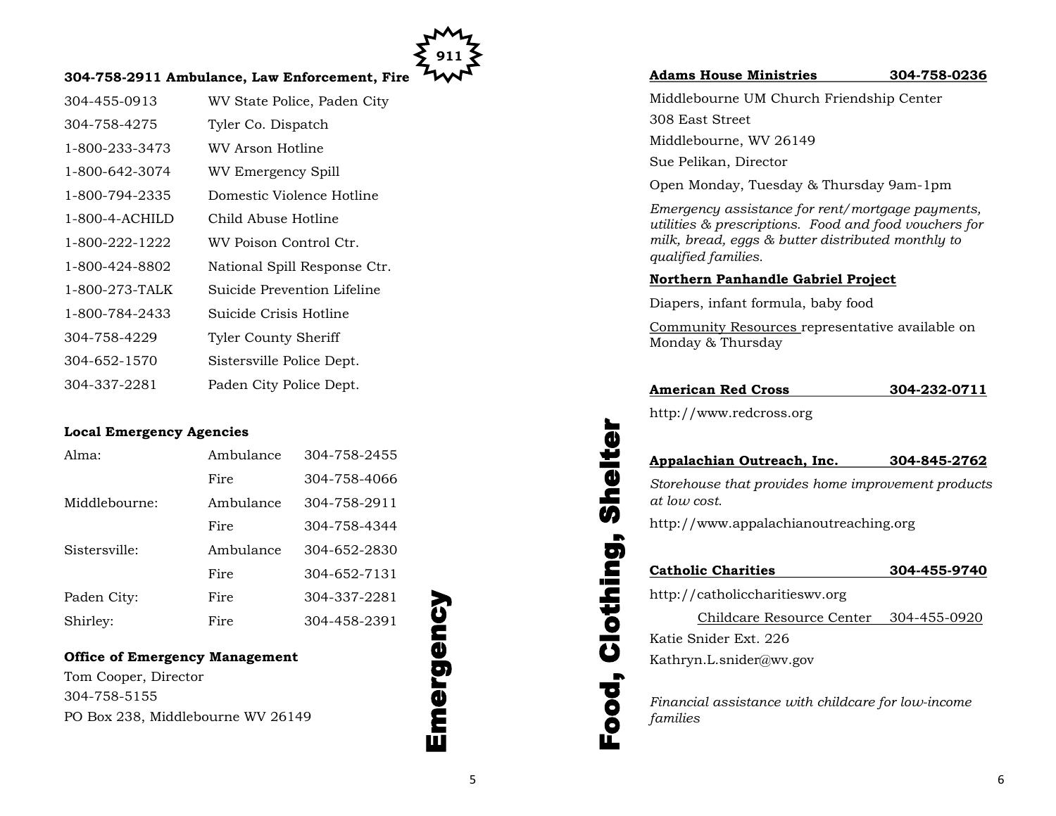## Emergency

**911**

**304-758-2911 Ambulance, Law Enforcement, Fire**

| | |
|---|---|
| 304-455-0913 | WV State Police, Paden City |
| 304-758-4275 | Tyler Co. Dispatch |
| 1-800-233-3473 | WV Arson Hotline |
| 1-800-642-3074 | WV Emergency Spill |
| 1-800-794-2335 | Domestic Violence Hotline |
| 1-800-4-ACHILD | Child Abuse Hotline |
| 1-800-222-1222 | WV Poison Control Ctr. |
| 1-800-424-8802 | National Spill Response Ctr. |
| 1-800-273-TALK | Suicide Prevention Lifeline |
| 1-800-784-2433 | Suicide Crisis Hotline |
| 304-758-4229 | Tyler County Sheriff |
| 304-652-1570 | Sistersville Police Dept. |
| 304-337-2281 | Paden City Police Dept. |

**Local Emergency Agencies**

| | | |
|---|---|---|
| Alma: | Ambulance | 304-758-2455 |
| | Fire | 304-758-4066 |
| Middlebourne: | Ambulance | 304-758-2911 |
| | Fire | 304-758-4344 |
| Sistersville: | Ambulance | 304-652-2830 |
| | Fire | 304-652-7131 |
| Paden City: | Fire | 304-337-2281 |
| Shirley: | Fire | 304-458-2391 |

**Office of Emergency Management**

Tom Cooper, Director

304-758-5155

PO Box 238, Middlebourne WV 26149

## Food, Clothing, Shelter

**Adams House Ministries 304-758-0236**

Middlebourne UM Church Friendship Center

308 East Street

Middlebourne, WV 26149

Sue Pelikan, Director

Open Monday, Tuesday & Thursday 9am-1pm

*Emergency assistance for rent/mortgage payments, utilities & prescriptions. Food and food vouchers for milk, bread, eggs & butter distributed monthly to qualified families.*

**Northern Panhandle Gabriel Project**

Diapers, infant formula, baby food

Community Resources representative available on Monday & Thursday

**American Red Cross 304-232-0711**

http://www.redcross.org

**Appalachian Outreach, Inc. 304-845-2762**

*Storehouse that provides home improvement products at low cost.*

http://www.appalachianoutreaching.org

**Catholic Charities 304-455-9740**

http://catholiccharitieswv.org

Childcare Resource Center 304-455-0920

Katie Snider Ext. 226

Kathryn.L.snider@wv.gov

*Financial assistance with childcare for low-income families*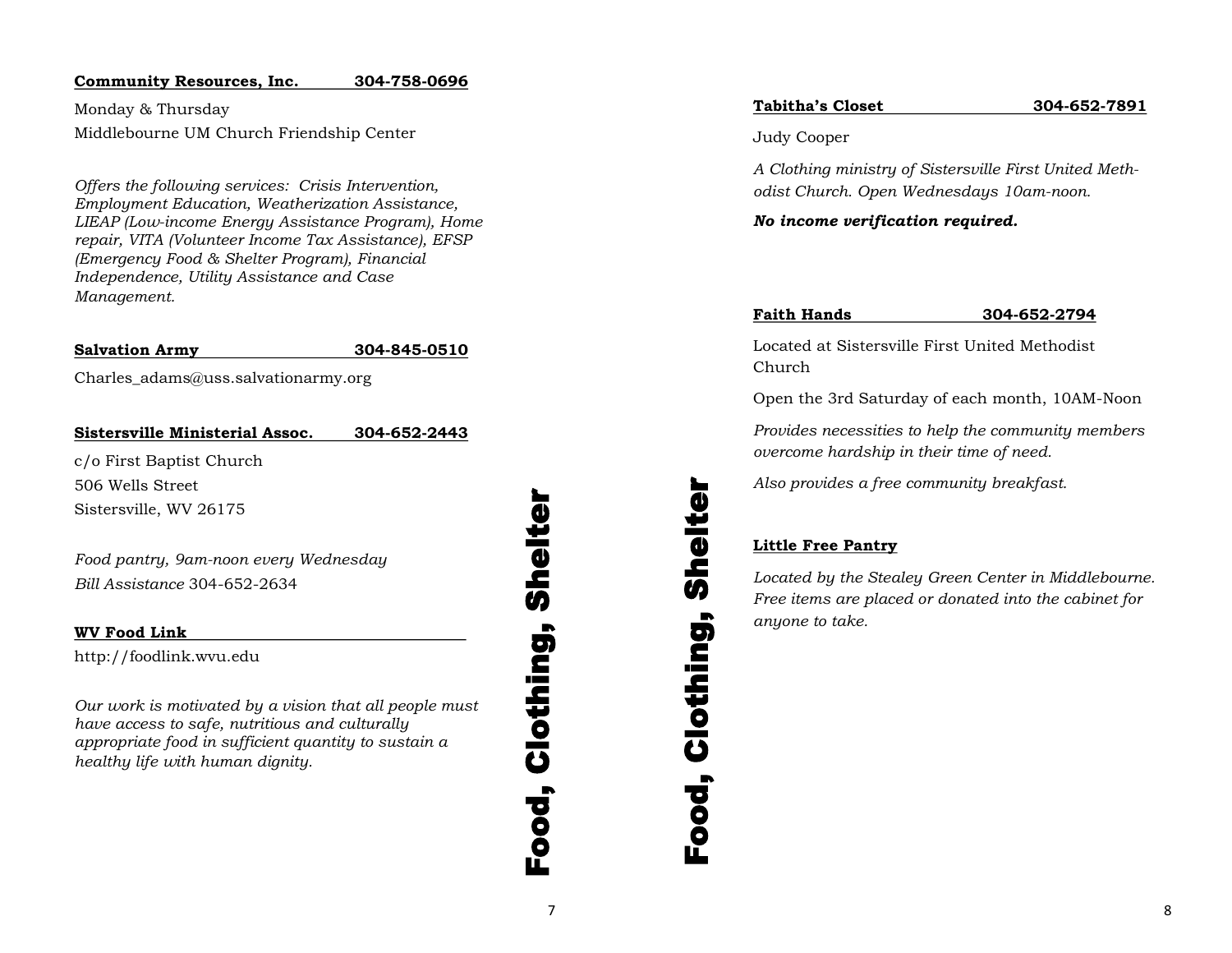**Community Resources, Inc. 304-758-0696**

Monday & Thursday

Middlebourne UM Church Friendship Center

*Offers the following services: Crisis Intervention, Employment Education, Weatherization Assistance, LIEAP (Low-income Energy Assistance Program), Home repair, VITA (Volunteer Income Tax Assistance), EFSP (Emergency Food & Shelter Program), Financial Independence, Utility Assistance and Case Management.*

**Salvation Army 304-845-0510**

Charles_adams@uss.salvationarmy.org

**Sistersville Ministerial Assoc. 304-652-2443**

c/o First Baptist Church

506 Wells Street

Sistersville, WV 26175

*Food pantry, 9am-noon every Wednesday*

*Bill Assistance* 304-652-2634

**WV Food Link**

http://foodlink.wvu.edu

*Our work is motivated by a vision that all people must have access to safe, nutritious and culturally appropriate food in sufficient quantity to sustain a healthy life with human dignity.*

**Food, Clothing, Shelter**

**Food, Clothing, Shelter**

**Tabitha's Closet 304-652-7891**

Judy Cooper

*A Clothing ministry of Sistersville First United Methodist Church. Open Wednesdays 10am-noon.*

***No income verification required.***

**Faith Hands 304-652-2794**

Located at Sistersville First United Methodist Church

Open the 3rd Saturday of each month, 10AM-Noon

*Provides necessities to help the community members overcome hardship in their time of need.*

*Also provides a free community breakfast.*

**Little Free Pantry**

*Located by the Stealey Green Center in Middlebourne. Free items are placed or donated into the cabinet for anyone to take.*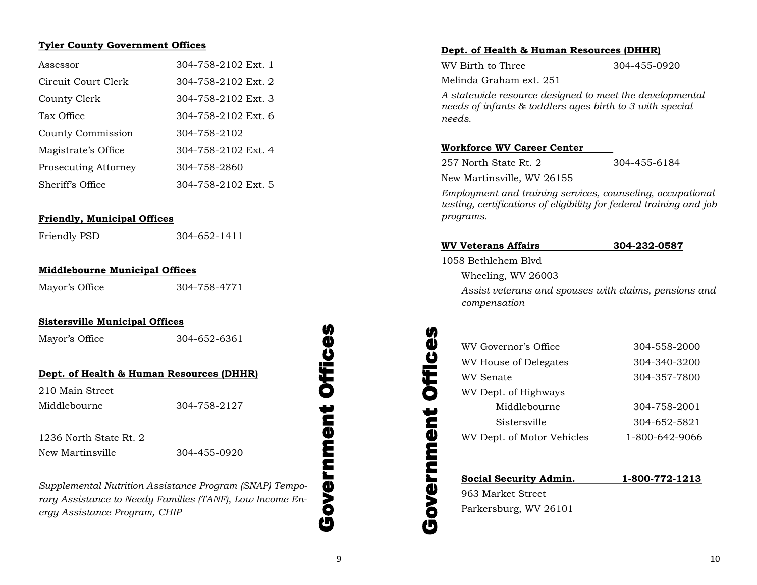## Government Offices

### Tyler County Government Offices

| | |
|---|---|
| Assessor | 304-758-2102 Ext. 1 |
| Circuit Court Clerk | 304-758-2102 Ext. 2 |
| County Clerk | 304-758-2102 Ext. 3 |
| Tax Office | 304-758-2102 Ext. 6 |
| County Commission | 304-758-2102 |
| Magistrate's Office | 304-758-2102 Ext. 4 |
| Prosecuting Attorney | 304-758-2860 |
| Sheriff's Office | 304-758-2102 Ext. 5 |

### Friendly, Municipal Offices

Friendly PSD 304-652-1411

### Middlebourne Municipal Offices

Mayor's Office 304-758-4771

### Sistersville Municipal Offices

Mayor's Office 304-652-6361

### Dept. of Health & Human Resources (DHHR)

210 Main Street
Middlebourne 304-758-2127

1236 North State Rt. 2
New Martinsville 304-455-0920

*Supplemental Nutrition Assistance Program (SNAP) Temporary Assistance to Needy Families (TANF), Low Income Energy Assistance Program, CHIP*

### Dept. of Health & Human Resources (DHHR)

WV Birth to Three 304-455-0920
Melinda Graham ext. 251

*A statewide resource designed to meet the developmental needs of infants & toddlers ages birth to 3 with special needs.*

### Workforce WV Career Center

257 North State Rt. 2 304-455-6184
New Martinsville, WV 26155

*Employment and training services, counseling, occupational testing, certifications of eligibility for federal training and job programs.*

### WV Veterans Affairs 304-232-0587

1058 Bethlehem Blvd
Wheeling, WV 26003

*Assist veterans and spouses with claims, pensions and compensation*

| | |
|---|---|
| WV Governor's Office | 304-558-2000 |
| WV House of Delegates | 304-340-3200 |
| WV Senate | 304-357-7800 |
| WV Dept. of Highways | |
| Middlebourne | 304-758-2001 |
| Sistersville | 304-652-5821 |
| WV Dept. of Motor Vehicles | 1-800-642-9066 |

### Social Security Admin. 1-800-772-1213

963 Market Street
Parkersburg, WV 26101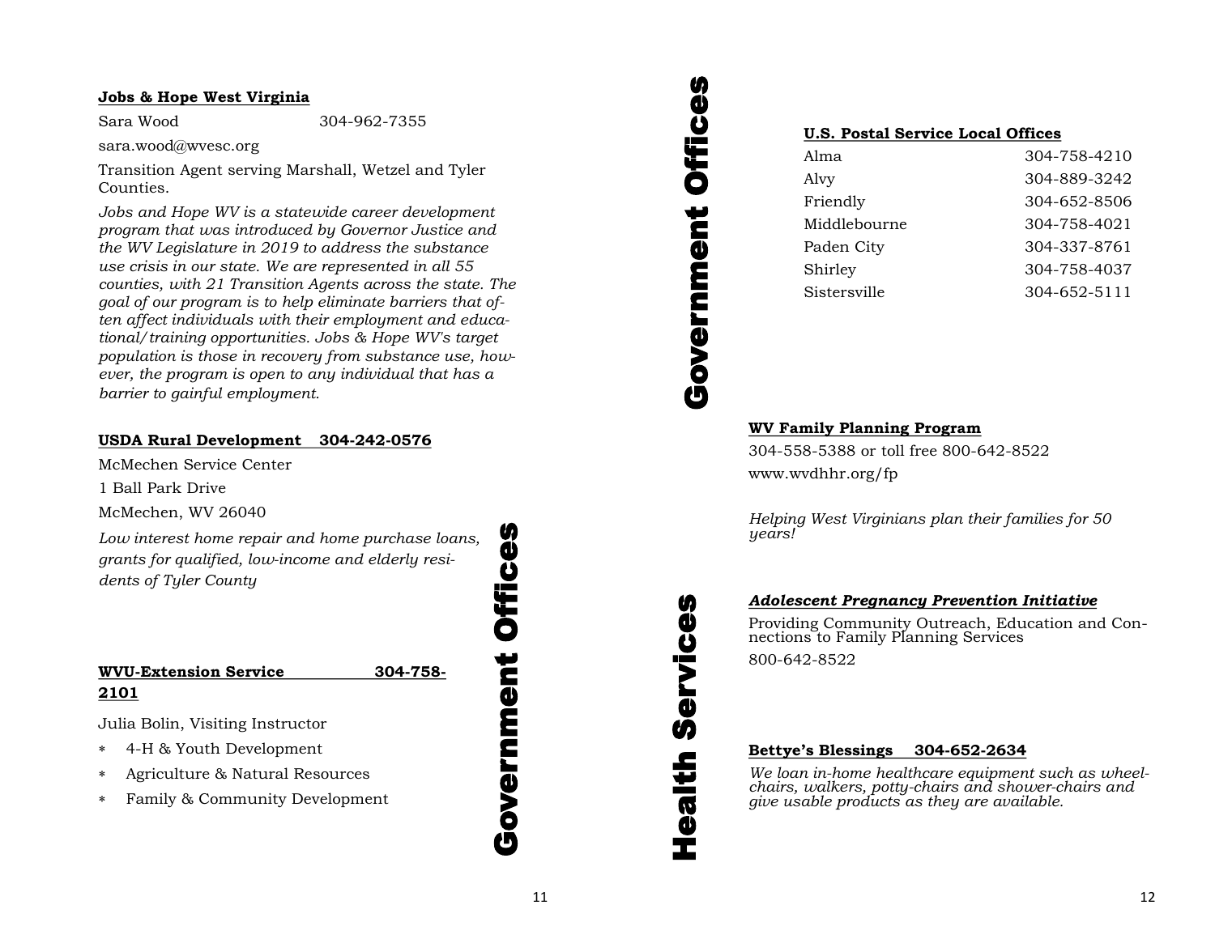**Jobs & Hope West Virginia**

Sara Wood 304-962-7355

sara.wood@wvesc.org

Transition Agent serving Marshall, Wetzel and Tyler Counties.

*Jobs and Hope WV is a statewide career development program that was introduced by Governor Justice and the WV Legislature in 2019 to address the substance use crisis in our state. We are represented in all 55 counties, with 21 Transition Agents across the state. The goal of our program is to help eliminate barriers that often affect individuals with their employment and educational/training opportunities. Jobs & Hope WV's target population is those in recovery from substance use, however, the program is open to any individual that has a barrier to gainful employment.*

**USDA Rural Development 304-242-0576**

McMechen Service Center

1 Ball Park Drive

McMechen, WV 26040

*Low interest home repair and home purchase loans, grants for qualified, low-income and elderly residents of Tyler County*

**WVU-Extension Service 304-758-2101**

Julia Bolin, Visiting Instructor

- 4-H & Youth Development
- Agriculture & Natural Resources
- Family & Community Development

Government Offices

Government Offices

**U.S. Postal Service Local Offices**

| | |
|---|---|
| Alma | 304-758-4210 |
| Alvy | 304-889-3242 |
| Friendly | 304-652-8506 |
| Middlebourne | 304-758-4021 |
| Paden City | 304-337-8761 |
| Shirley | 304-758-4037 |
| Sistersville | 304-652-5111 |

Health Services

**WV Family Planning Program**

304-558-5388 or toll free 800-642-8522

www.wvdhhr.org/fp

*Helping West Virginians plan their families for 50 years!*

***Adolescent Pregnancy Prevention Initiative***

Providing Community Outreach, Education and Connections to Family Planning Services

800-642-8522

**Bettye's Blessings 304-652-2634**

*We loan in-home healthcare equipment such as wheelchairs, walkers, potty-chairs and shower-chairs and give usable products as they are available.*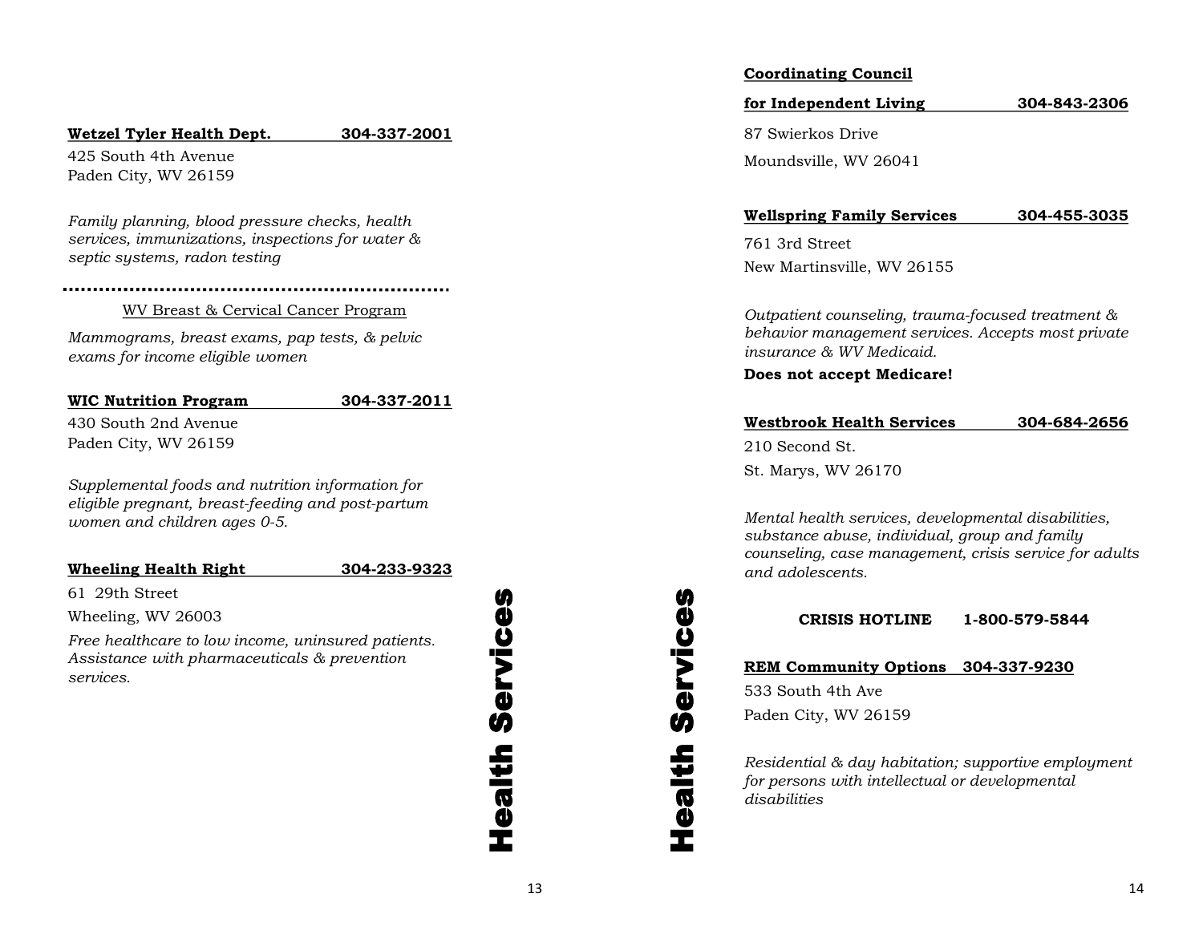**Wetzel Tyler Health Dept. 304-337-2001**

425 South 4th Avenue
Paden City, WV 26159

*Family planning, blood pressure checks, health services, immunizations, inspections for water & septic systems, radon testing*

WV Breast & Cervical Cancer Program

*Mammograms, breast exams, pap tests, & pelvic exams for income eligible women*

**WIC Nutrition Program 304-337-2011**

430 South 2nd Avenue
Paden City, WV 26159

*Supplemental foods and nutrition information for eligible pregnant, breast-feeding and post-partum women and children ages 0-5.*

**Wheeling Health Right 304-233-9323**

61 29th Street
Wheeling, WV 26003

*Free healthcare to low income, uninsured patients. Assistance with pharmaceuticals & prevention services.*

Health Services

Health Services

**Coordinating Council for Independent Living 304-843-2306**

87 Swierkos Drive
Moundsville, WV 26041

**Wellspring Family Services 304-455-3035**

761 3rd Street
New Martinsville, WV 26155

*Outpatient counseling, trauma-focused treatment & behavior management services. Accepts most private insurance & WV Medicaid.*

**Does not accept Medicare!**

**Westbrook Health Services 304-684-2656**

210 Second St.
St. Marys, WV 26170

*Mental health services, developmental disabilities, substance abuse, individual, group and family counseling, case management, crisis service for adults and adolescents.*

**CRISIS HOTLINE 1-800-579-5844**

**REM Community Options 304-337-9230**

533 South 4th Ave
Paden City, WV 26159

*Residential & day habitation; supportive employment for persons with intellectual or developmental disabilities*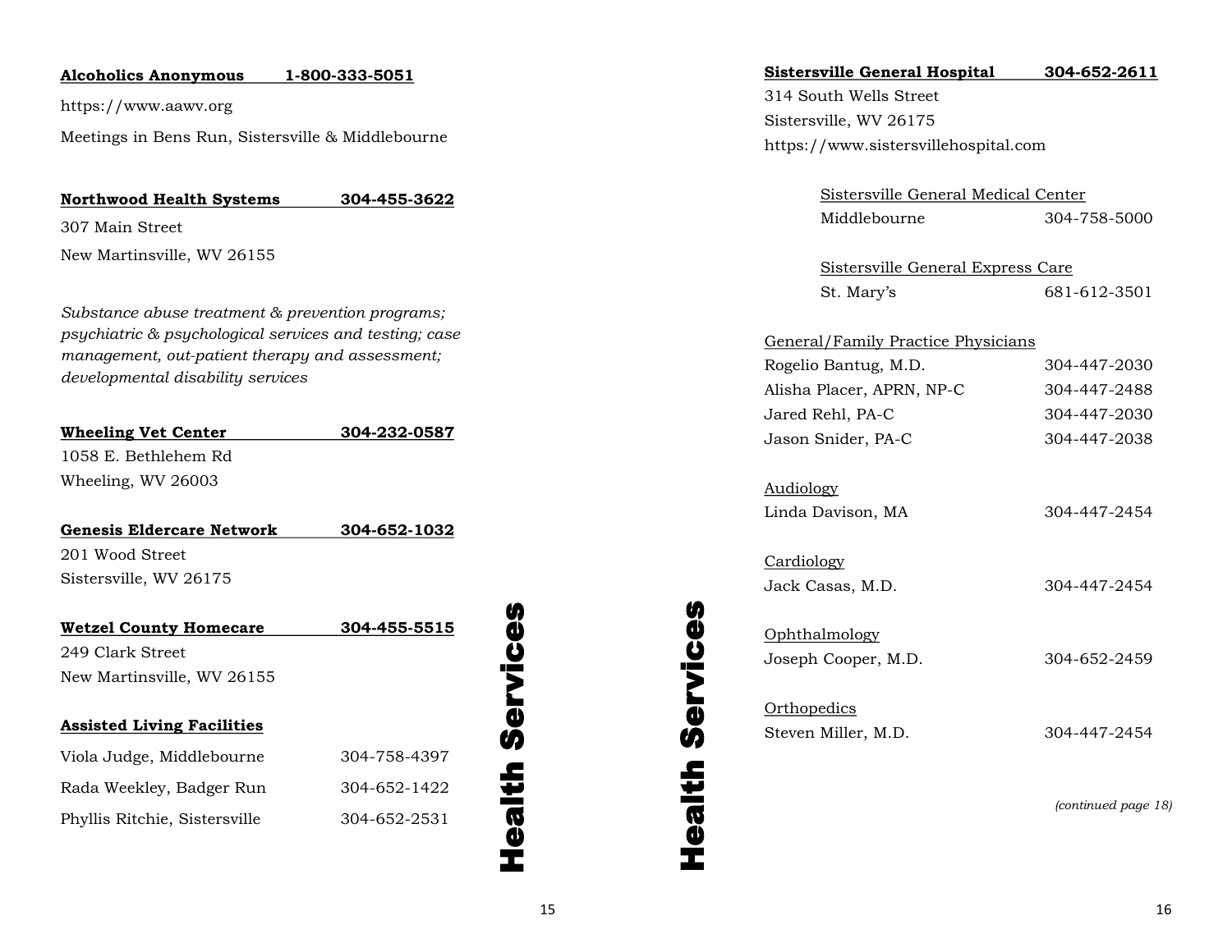**Alcoholics Anonymous 1-800-333-5051**

https://www.aawv.org

Meetings in Bens Run, Sistersville & Middlebourne

**Northwood Health Systems 304-455-3622**

307 Main Street

New Martinsville, WV 26155

*Substance abuse treatment & prevention programs; psychiatric & psychological services and testing; case management, out-patient therapy and assessment; developmental disability services*

**Wheeling Vet Center 304-232-0587**

1058 E. Bethlehem Rd

Wheeling, WV 26003

**Genesis Eldercare Network 304-652-1032**

201 Wood Street

Sistersville, WV 26175

**Wetzel County Homecare 304-455-5515**

249 Clark Street

New Martinsville, WV 26155

**Assisted Living Facilities**

| | |
|---|---|
| Viola Judge, Middlebourne | 304-758-4397 |
| Rada Weekley, Badger Run | 304-652-1422 |
| Phyllis Ritchie, Sistersville | 304-652-2531 |

**Health Services**

**Sistersville General Hospital 304-652-2611**

314 South Wells Street

Sistersville, WV 26175

https://www.sistersvillehospital.com

Sistersville General Medical Center

| | |
|---|---|
| Middlebourne | 304-758-5000 |

Sistersville General Express Care

| | |
|---|---|
| St. Mary's | 681-612-3501 |

General/Family Practice Physicians

| | |
|---|---|
| Rogelio Bantug, M.D. | 304-447-2030 |
| Alisha Placer, APRN, NP-C | 304-447-2488 |
| Jared Rehl, PA-C | 304-447-2030 |
| Jason Snider, PA-C | 304-447-2038 |

Audiology

| | |
|---|---|
| Linda Davison, MA | 304-447-2454 |

Cardiology

| | |
|---|---|
| Jack Casas, M.D. | 304-447-2454 |

Ophthalmology

| | |
|---|---|
| Joseph Cooper, M.D. | 304-652-2459 |

Orthopedics

| | |
|---|---|
| Steven Miller, M.D. | 304-447-2454 |

*(continued page 18)*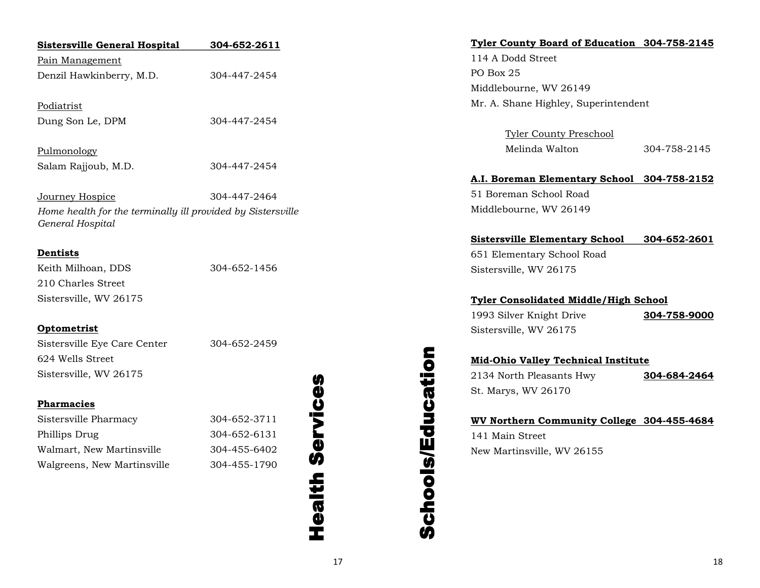# Health Services

**Sistersville General Hospital** **304-652-2611**

Pain Management
Denzil Hawkinberry, M.D. 304-447-2454

Podiatrist
Dung Son Le, DPM 304-447-2454

Pulmonology
Salam Rajjoub, M.D. 304-447-2454

Journey Hospice 304-447-2464
*Home health for the terminally ill provided by Sistersville General Hospital*

**Dentists**

Keith Milhoan, DDS 304-652-1456
210 Charles Street
Sistersville, WV 26175

**Optometrist**

Sistersville Eye Care Center 304-652-2459
624 Wells Street
Sistersville, WV 26175

**Pharmacies**

| | |
|---|---|
| Sistersville Pharmacy | 304-652-3711 |
| Phillips Drug | 304-652-6131 |
| Walmart, New Martinsville | 304-455-6402 |
| Walgreens, New Martinsville | 304-455-1790 |

# Schools/Education

**Tyler County Board of Education** **304-758-2145**
114 A Dodd Street
PO Box 25
Middlebourne, WV 26149
Mr. A. Shane Highley, Superintendent

Tyler County Preschool
Melinda Walton 304-758-2145

**A.I. Boreman Elementary School** **304-758-2152**
51 Boreman School Road
Middlebourne, WV 26149

**Sistersville Elementary School** **304-652-2601**
651 Elementary School Road
Sistersville, WV 26175

**Tyler Consolidated Middle/High School**
1993 Silver Knight Drive **304-758-9000**
Sistersville, WV 26175

**Mid-Ohio Valley Technical Institute**
2134 North Pleasants Hwy **304-684-2464**
St. Marys, WV 26170

**WV Northern Community College** **304-455-4684**
141 Main Street
New Martinsville, WV 26155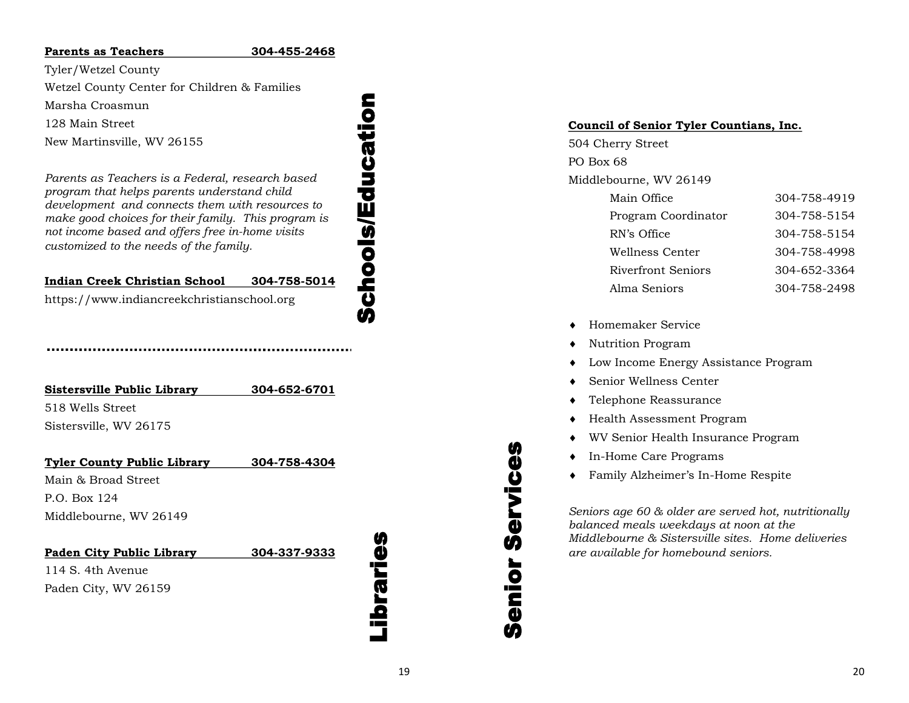## Schools/Education

**Parents as Teachers 304-455-2468**

Tyler/Wetzel County
Wetzel County Center for Children & Families
Marsha Croasmun
128 Main Street
New Martinsville, WV 26155

*Parents as Teachers is a Federal, research based program that helps parents understand child development and connects them with resources to make good choices for their family. This program is not income based and offers free in-home visits customized to the needs of the family.*

**Indian Creek Christian School 304-758-5014**

https://www.indiancreekchristianschool.org

## Libraries

**Sistersville Public Library 304-652-6701**

518 Wells Street
Sistersville, WV 26175

**Tyler County Public Library 304-758-4304**

Main & Broad Street
P.O. Box 124
Middlebourne, WV 26149

**Paden City Public Library 304-337-9333**

114 S. 4th Avenue
Paden City, WV 26159

## Senior Services

**Council of Senior Tyler Countians, Inc.**

504 Cherry Street
PO Box 68
Middlebourne, WV 26149

| | |
|---|---|
| Main Office | 304-758-4919 |
| Program Coordinator | 304-758-5154 |
| RN's Office | 304-758-5154 |
| Wellness Center | 304-758-4998 |
| Riverfront Seniors | 304-652-3364 |
| Alma Seniors | 304-758-2498 |

- Homemaker Service
- Nutrition Program
- Low Income Energy Assistance Program
- Senior Wellness Center
- Telephone Reassurance
- Health Assessment Program
- WV Senior Health Insurance Program
- In-Home Care Programs
- Family Alzheimer's In-Home Respite

*Seniors age 60 & older are served hot, nutritionally balanced meals weekdays at noon at the Middlebourne & Sistersville sites. Home deliveries are available for homebound seniors.*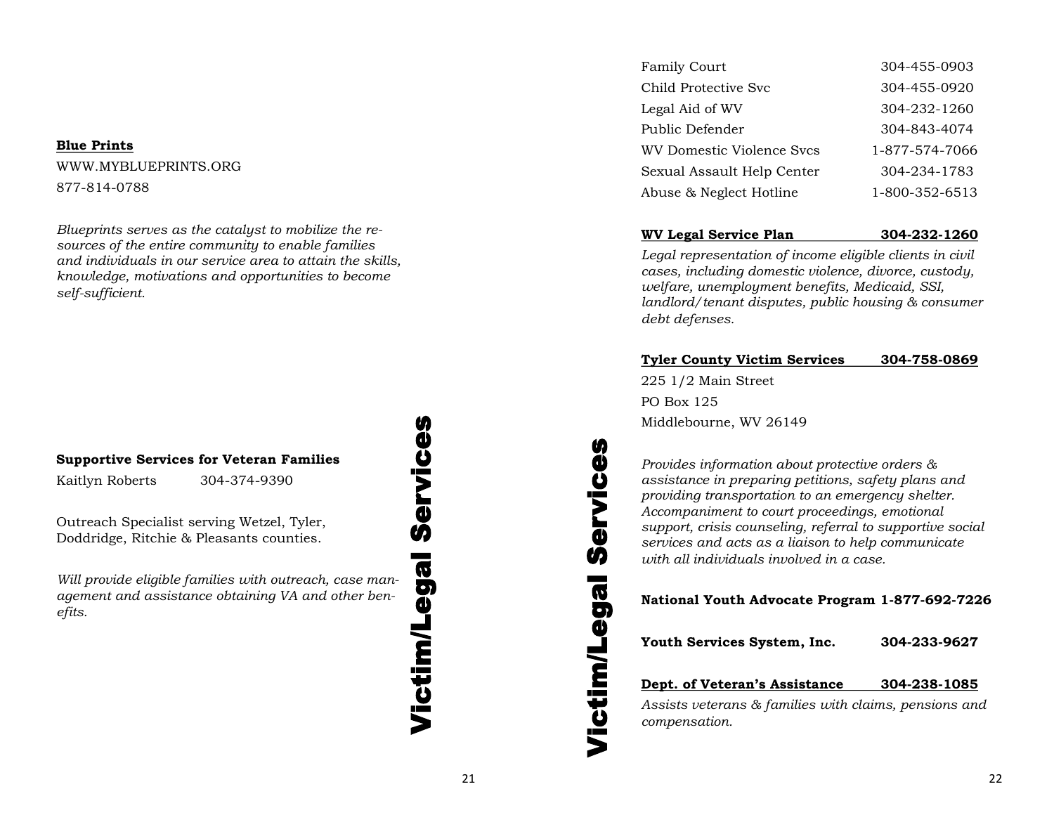**Blue Prints**

WWW.MYBLUEPRINTS.ORG

877-814-0788

*Blueprints serves as the catalyst to mobilize the resources of the entire community to enable families and individuals in our service area to attain the skills, knowledge, motivations and opportunities to become self-sufficient.*

**Supportive Services for Veteran Families**

Kaitlyn Roberts 304-374-9390

Outreach Specialist serving Wetzel, Tyler, Doddridge, Ritchie & Pleasants counties.

*Will provide eligible families with outreach, case management and assistance obtaining VA and other benefits.*

# Victim/Legal Services

| | |
|---|---|
| Family Court | 304-455-0903 |
| Child Protective Svc | 304-455-0920 |
| Legal Aid of WV | 304-232-1260 |
| Public Defender | 304-843-4074 |
| WV Domestic Violence Svcs | 1-877-574-7066 |
| Sexual Assault Help Center | 304-234-1783 |
| Abuse & Neglect Hotline | 1-800-352-6513 |

**WV Legal Service Plan 304-232-1260**

*Legal representation of income eligible clients in civil cases, including domestic violence, divorce, custody, welfare, unemployment benefits, Medicaid, SSI, landlord/tenant disputes, public housing & consumer debt defenses.*

**Tyler County Victim Services 304-758-0869**

225 1/2 Main Street

PO Box 125

Middlebourne, WV 26149

*Provides information about protective orders & assistance in preparing petitions, safety plans and providing transportation to an emergency shelter. Accompaniment to court proceedings, emotional support, crisis counseling, referral to supportive social services and acts as a liaison to help communicate with all individuals involved in a case.*

**National Youth Advocate Program 1-877-692-7226**

**Youth Services System, Inc. 304-233-9627**

**Dept. of Veteran's Assistance 304-238-1085**

*Assists veterans & families with claims, pensions and compensation.*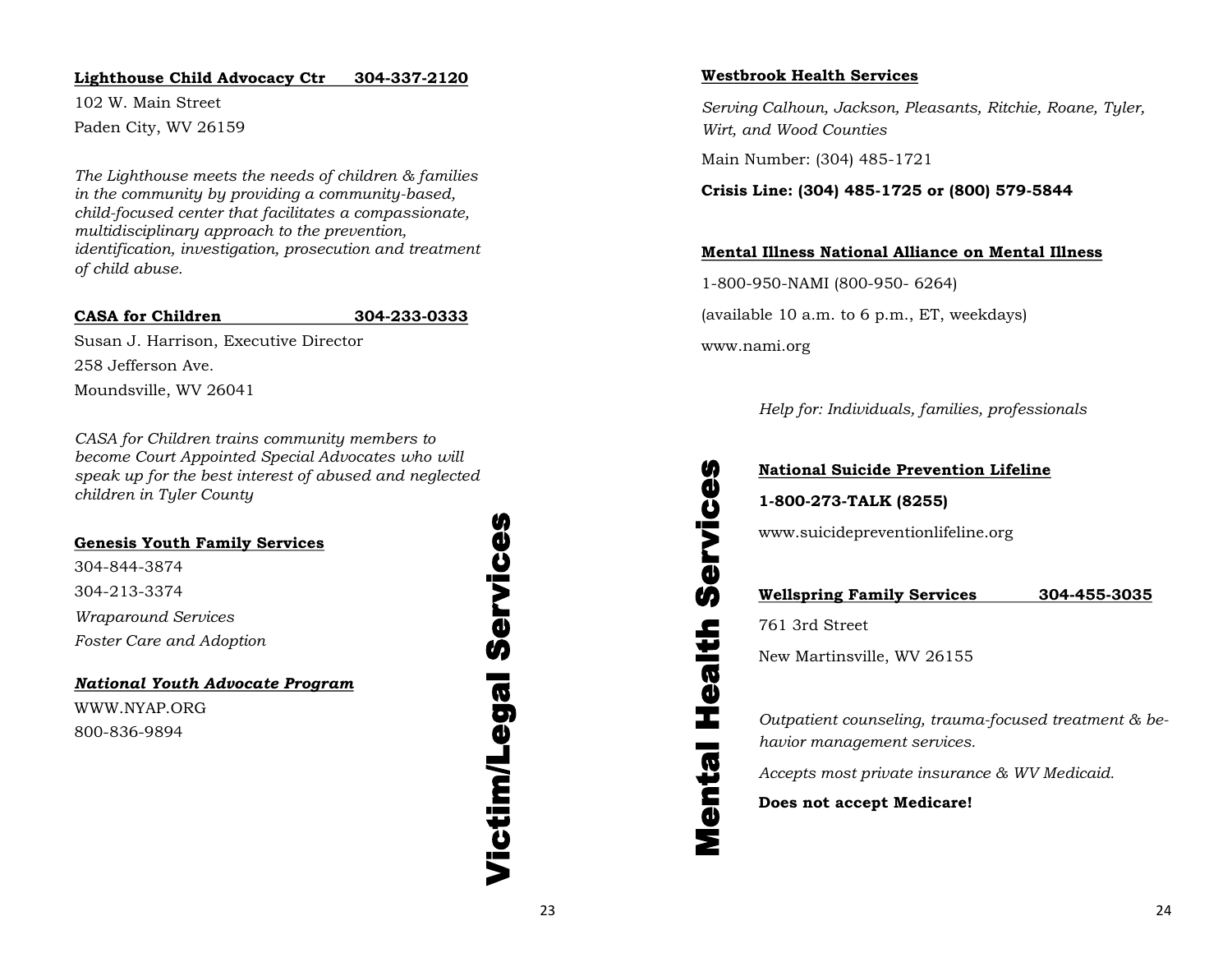## Victim/Legal Services

**Lighthouse Child Advocacy Ctr 304-337-2120**

102 W. Main Street

Paden City, WV 26159

*The Lighthouse meets the needs of children & families in the community by providing a community-based, child-focused center that facilitates a compassionate, multidisciplinary approach to the prevention, identification, investigation, prosecution and treatment of child abuse.*

**CASA for Children 304-233-0333**

Susan J. Harrison, Executive Director

258 Jefferson Ave.

Moundsville, WV 26041

*CASA for Children trains community members to become Court Appointed Special Advocates who will speak up for the best interest of abused and neglected children in Tyler County*

**Genesis Youth Family Services**

304-844-3874

304-213-3374

*Wraparound Services*

*Foster Care and Adoption*

***National Youth Advocate Program***

WWW.NYAP.ORG

800-836-9894

## Mental Health Services

**Westbrook Health Services**

*Serving Calhoun, Jackson, Pleasants, Ritchie, Roane, Tyler, Wirt, and Wood Counties*

Main Number: (304) 485-1721

**Crisis Line: (304) 485-1725 or (800) 579-5844**

**Mental Illness National Alliance on Mental Illness**

1-800-950-NAMI (800-950- 6264)

(available 10 a.m. to 6 p.m., ET, weekdays)

www.nami.org

*Help for: Individuals, families, professionals*

**National Suicide Prevention Lifeline**

**1-800-273-TALK (8255)**

www.suicidepreventionlifeline.org

**Wellspring Family Services 304-455-3035**

761 3rd Street

New Martinsville, WV 26155

*Outpatient counseling, trauma-focused treatment & behavior management services.*

*Accepts most private insurance & WV Medicaid.*

**Does not accept Medicare!**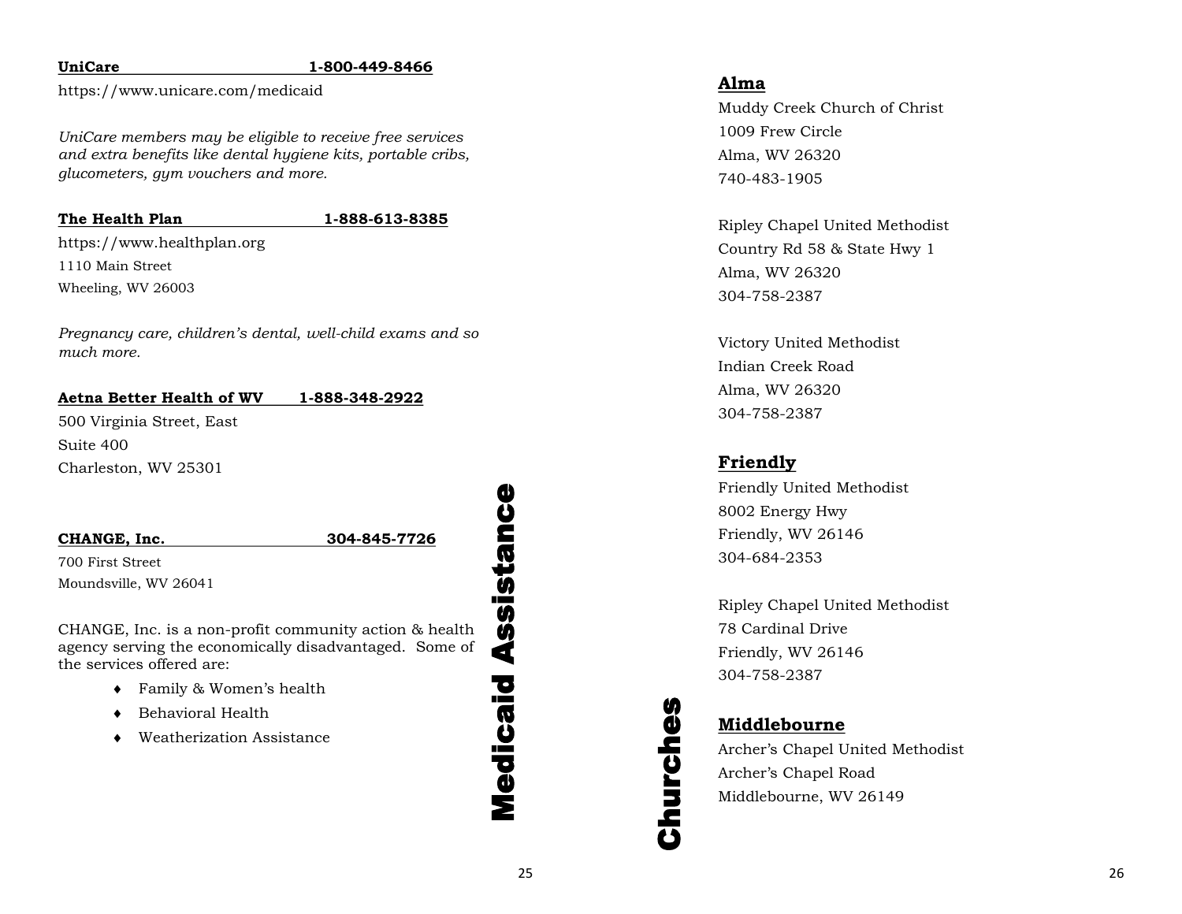**UniCare 1-800-449-8466**

https://www.unicare.com/medicaid

*UniCare members may be eligible to receive free services and extra benefits like dental hygiene kits, portable cribs, glucometers, gym vouchers and more.*

**The Health Plan 1-888-613-8385**

https://www.healthplan.org
1110 Main Street
Wheeling, WV 26003

*Pregnancy care, children's dental, well-child exams and so much more.*

**Aetna Better Health of WV 1-888-348-2922**

500 Virginia Street, East
Suite 400
Charleston, WV 25301

**CHANGE, Inc. 304-845-7726**

700 First Street
Moundsville, WV 26041

CHANGE, Inc. is a non-profit community action & health agency serving the economically disadvantaged. Some of the services offered are:

- Family & Women's health
- Behavioral Health
- Weatherization Assistance

# Medicaid Assistance

# Churches

## Alma

Muddy Creek Church of Christ
1009 Frew Circle
Alma, WV 26320
740-483-1905

Ripley Chapel United Methodist
Country Rd 58 & State Hwy 1
Alma, WV 26320
304-758-2387

Victory United Methodist
Indian Creek Road
Alma, WV 26320
304-758-2387

## Friendly

Friendly United Methodist
8002 Energy Hwy
Friendly, WV 26146
304-684-2353

Ripley Chapel United Methodist
78 Cardinal Drive
Friendly, WV 26146
304-758-2387

## Middlebourne

Archer's Chapel United Methodist
Archer's Chapel Road
Middlebourne, WV 26149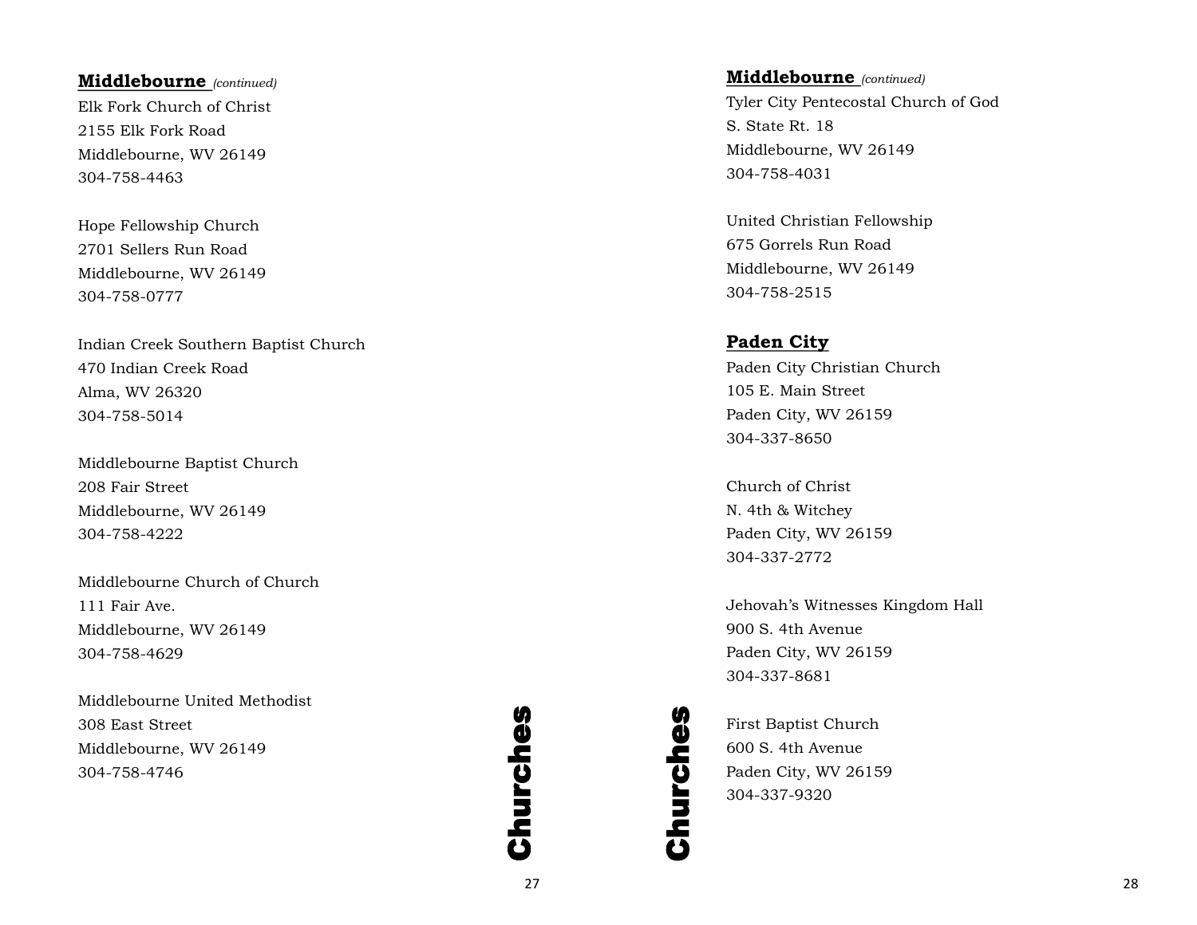## Middlebourne *(continued)*

Elk Fork Church of Christ
2155 Elk Fork Road
Middlebourne, WV 26149
304-758-4463

Hope Fellowship Church
2701 Sellers Run Road
Middlebourne, WV 26149
304-758-0777

Indian Creek Southern Baptist Church
470 Indian Creek Road
Alma, WV 26320
304-758-5014

Middlebourne Baptist Church
208 Fair Street
Middlebourne, WV 26149
304-758-4222

Middlebourne Church of Church
111 Fair Ave.
Middlebourne, WV 26149
304-758-4629

Middlebourne United Methodist
308 East Street
Middlebourne, WV 26149
304-758-4746

## Middlebourne *(continued)*

Tyler City Pentecostal Church of God
S. State Rt. 18
Middlebourne, WV 26149
304-758-4031

United Christian Fellowship
675 Gorrels Run Road
Middlebourne, WV 26149
304-758-2515

## Paden City

Paden City Christian Church
105 E. Main Street
Paden City, WV 26159
304-337-8650

Church of Christ
N. 4th & Witchey
Paden City, WV 26159
304-337-2772

Jehovah's Witnesses Kingdom Hall
900 S. 4th Avenue
Paden City, WV 26159
304-337-8681

First Baptist Church
600 S. 4th Avenue
Paden City, WV 26159
304-337-9320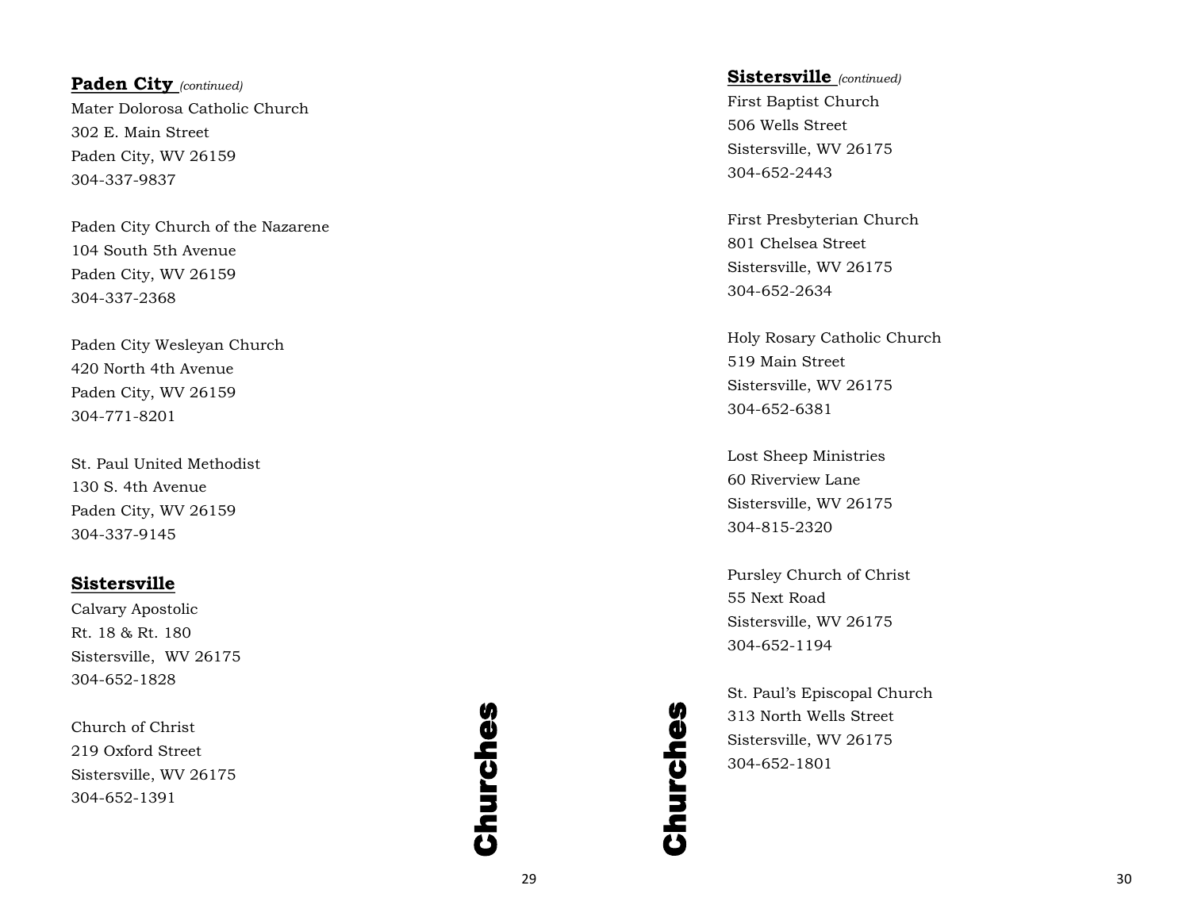## Paden City *(continued)*

Mater Dolorosa Catholic Church
302 E. Main Street
Paden City, WV 26159
304-337-9837

Paden City Church of the Nazarene
104 South 5th Avenue
Paden City, WV 26159
304-337-2368

Paden City Wesleyan Church
420 North 4th Avenue
Paden City, WV 26159
304-771-8201

St. Paul United Methodist
130 S. 4th Avenue
Paden City, WV 26159
304-337-9145

## Sistersville

Calvary Apostolic
Rt. 18 & Rt. 180
Sistersville, WV 26175
304-652-1828

Church of Christ
219 Oxford Street
Sistersville, WV 26175
304-652-1391

## Sistersville *(continued)*

First Baptist Church
506 Wells Street
Sistersville, WV 26175
304-652-2443

First Presbyterian Church
801 Chelsea Street
Sistersville, WV 26175
304-652-2634

Holy Rosary Catholic Church
519 Main Street
Sistersville, WV 26175
304-652-6381

Lost Sheep Ministries
60 Riverview Lane
Sistersville, WV 26175
304-815-2320

Pursley Church of Christ
55 Next Road
Sistersville, WV 26175
304-652-1194

St. Paul's Episcopal Church
313 North Wells Street
Sistersville, WV 26175
304-652-1801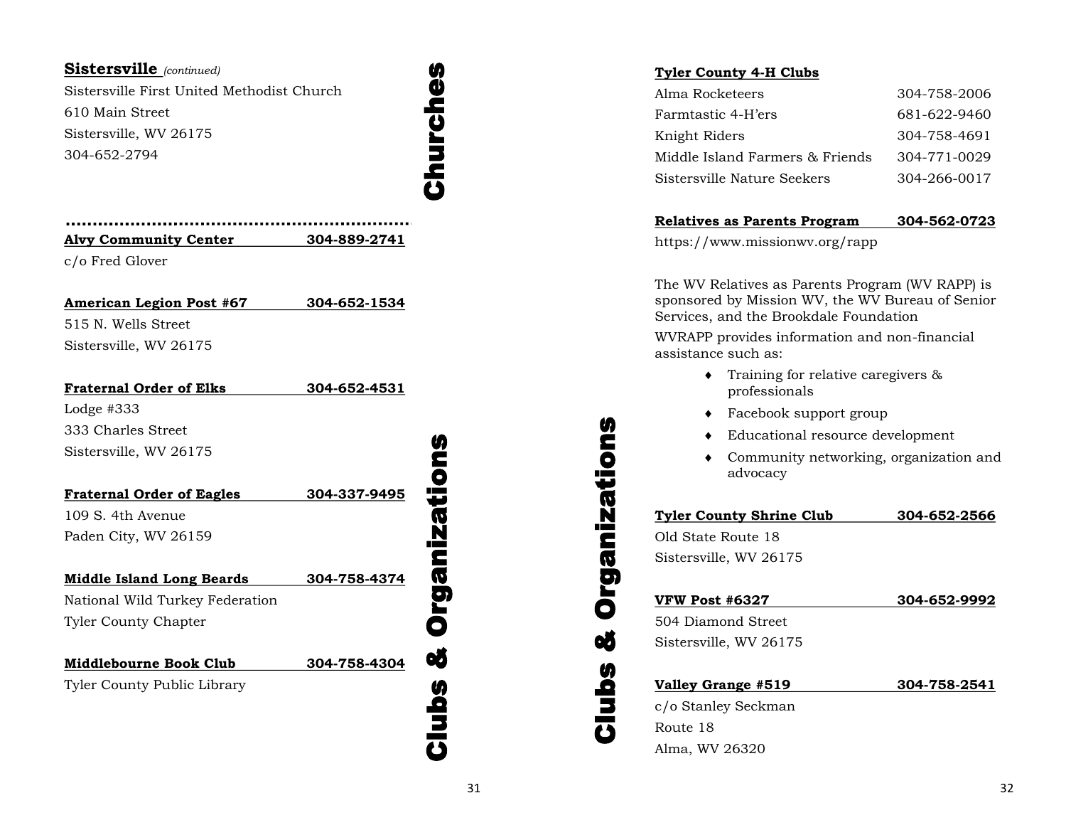## Sistersville *(continued)*

Sistersville First United Methodist Church
610 Main Street
Sistersville, WV 26175
304-652-2794

Churches

---

Clubs & Organizations

**Alvy Community Center** **304-889-2741**
c/o Fred Glover

**American Legion Post #67** **304-652-1534**
515 N. Wells Street
Sistersville, WV 26175

**Fraternal Order of Elks** **304-652-4531**
Lodge #333
333 Charles Street
Sistersville, WV 26175

**Fraternal Order of Eagles** **304-337-9495**
109 S. 4th Avenue
Paden City, WV 26159

**Middle Island Long Beards** **304-758-4374**
National Wild Turkey Federation
Tyler County Chapter

**Middlebourne Book Club** **304-758-4304**
Tyler County Public Library

Clubs & Organizations

**Tyler County 4-H Clubs**

| | |
|---|---|
| Alma Rocketeers | 304-758-2006 |
| Farmtastic 4-H'ers | 681-622-9460 |
| Knight Riders | 304-758-4691 |
| Middle Island Farmers & Friends | 304-771-0029 |
| Sistersville Nature Seekers | 304-266-0017 |

**Relatives as Parents Program** **304-562-0723**
https://www.missionwv.org/rapp

The WV Relatives as Parents Program (WV RAPP) is sponsored by Mission WV, the WV Bureau of Senior Services, and the Brookdale Foundation

WVRAPP provides information and non-financial assistance such as:

- Training for relative caregivers & professionals
- Facebook support group
- Educational resource development
- Community networking, organization and advocacy

**Tyler County Shrine Club** **304-652-2566**
Old State Route 18
Sistersville, WV 26175

**VFW Post #6327** **304-652-9992**
504 Diamond Street
Sistersville, WV 26175

**Valley Grange #519** **304-758-2541**
c/o Stanley Seckman
Route 18
Alma, WV 26320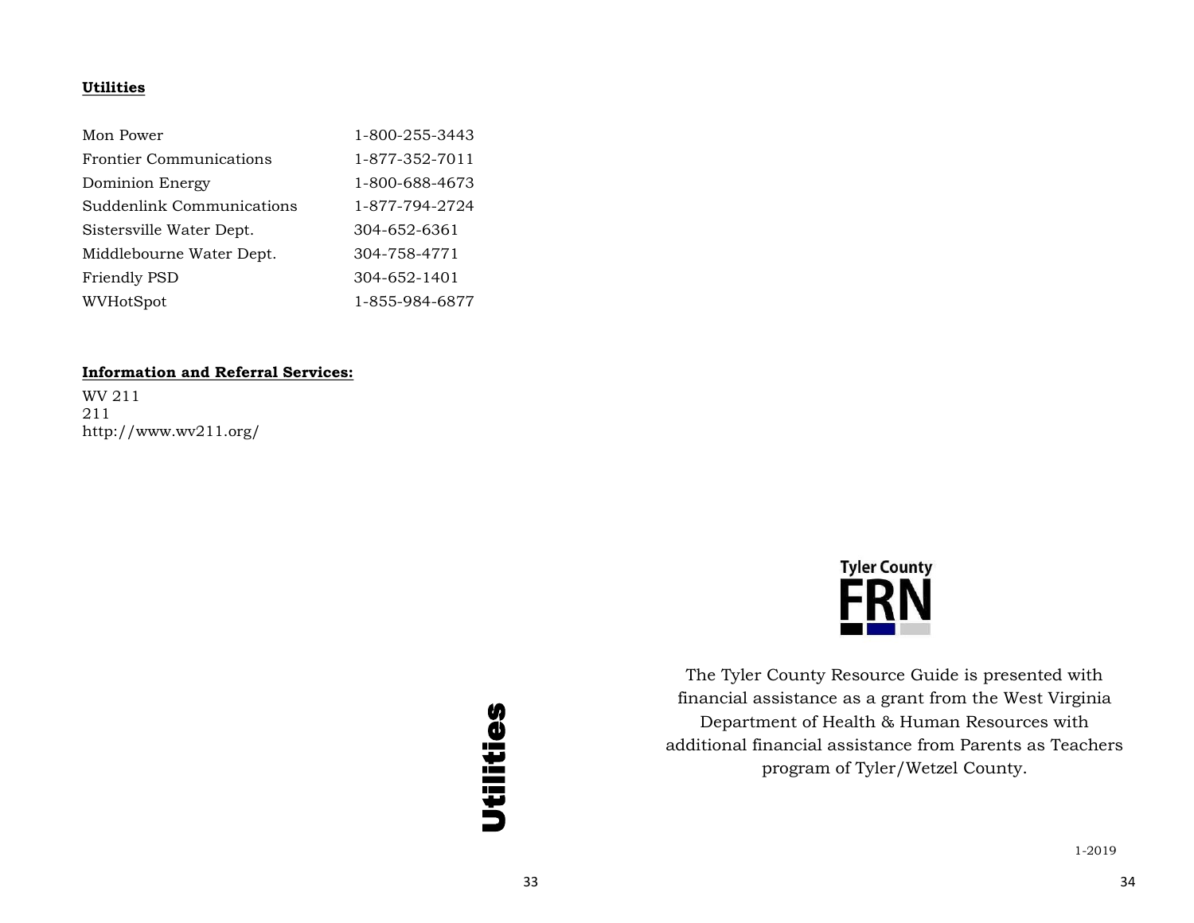**Utilities**

| | |
|---|---|
| Mon Power | 1-800-255-3443 |
| Frontier Communications | 1-877-352-7011 |
| Dominion Energy | 1-800-688-4673 |
| Suddenlink Communications | 1-877-794-2724 |
| Sistersville Water Dept. | 304-652-6361 |
| Middlebourne Water Dept. | 304-758-4771 |
| Friendly PSD | 304-652-1401 |
| WVHotSpot | 1-855-984-6877 |

**Information and Referral Services:**

WV 211
211
http://www.wv211.org/

Utilities

Tyler County FRN

The Tyler County Resource Guide is presented with financial assistance as a grant from the West Virginia Department of Health & Human Resources with additional financial assistance from Parents as Teachers program of Tyler/Wetzel County.

1-2019